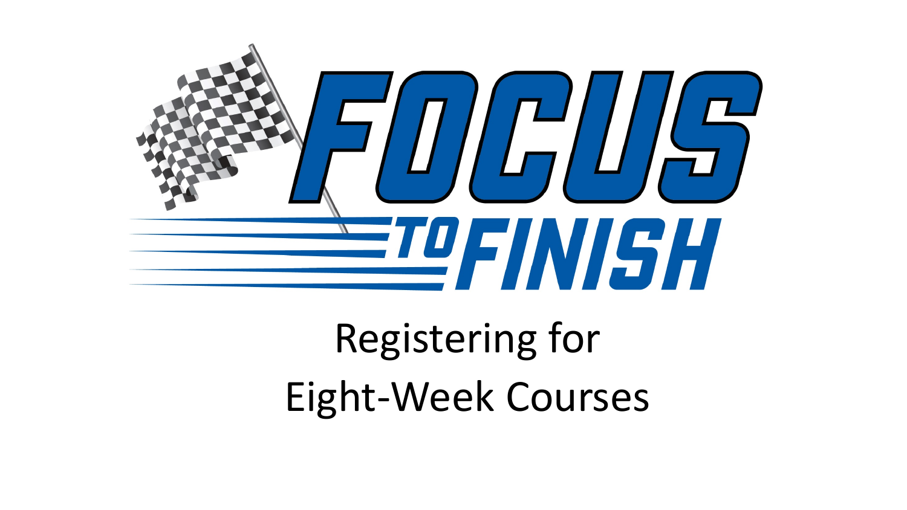# FOCUS TO FINISH

## Registering for Eight-Week Courses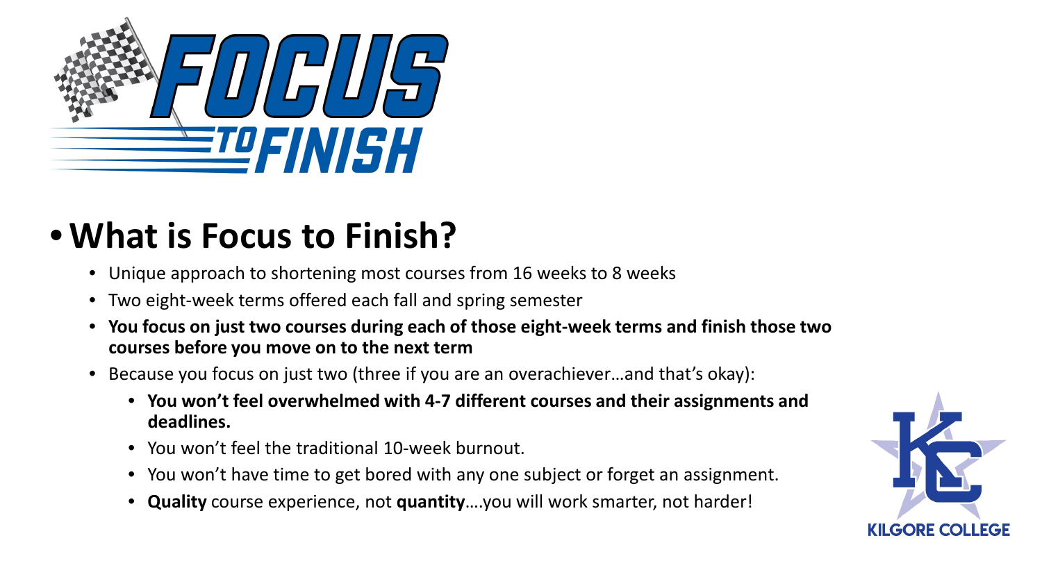# What is Focus to Finish?

- Unique approach to shortening most courses from 16 weeks to 8 weeks
- Two eight-week terms offered each fall and spring semester
- **You focus on just two courses during each of those eight-week terms and finish those two courses before you move on to the next term**
- Because you focus on just two (three if you are an overachiever…and that's okay):
  - **You won't feel overwhelmed with 4-7 different courses and their assignments and deadlines.**
  - You won't feel the traditional 10-week burnout.
  - You won't have time to get bored with any one subject or forget an assignment.
  - **Quality** course experience, not **quantity**….you will work smarter, not harder!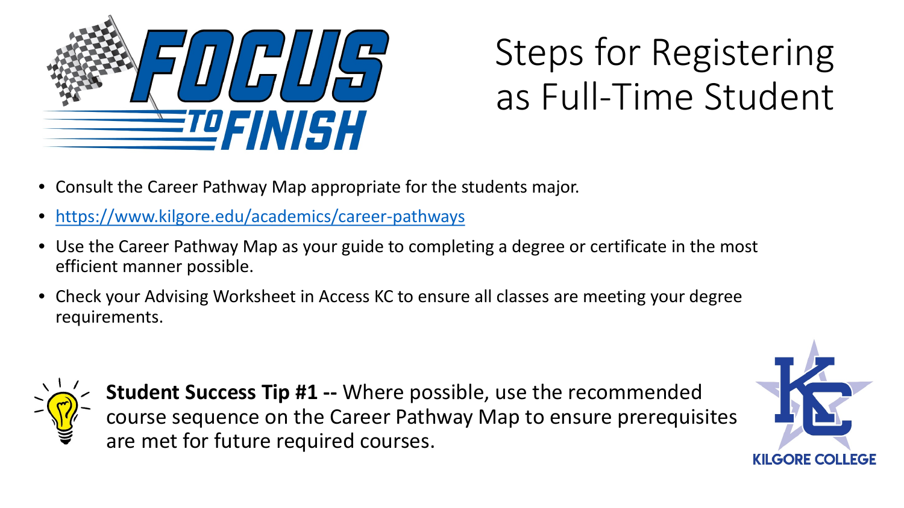# Steps for Registering as Full-Time Student

- Consult the Career Pathway Map appropriate for the students major.
- https://www.kilgore.edu/academics/career-pathways
- Use the Career Pathway Map as your guide to completing a degree or certificate in the most efficient manner possible.
- Check your Advising Worksheet in Access KC to ensure all classes are meeting your degree requirements.

**Student Success Tip #1 --** Where possible, use the recommended course sequence on the Career Pathway Map to ensure prerequisites are met for future required courses.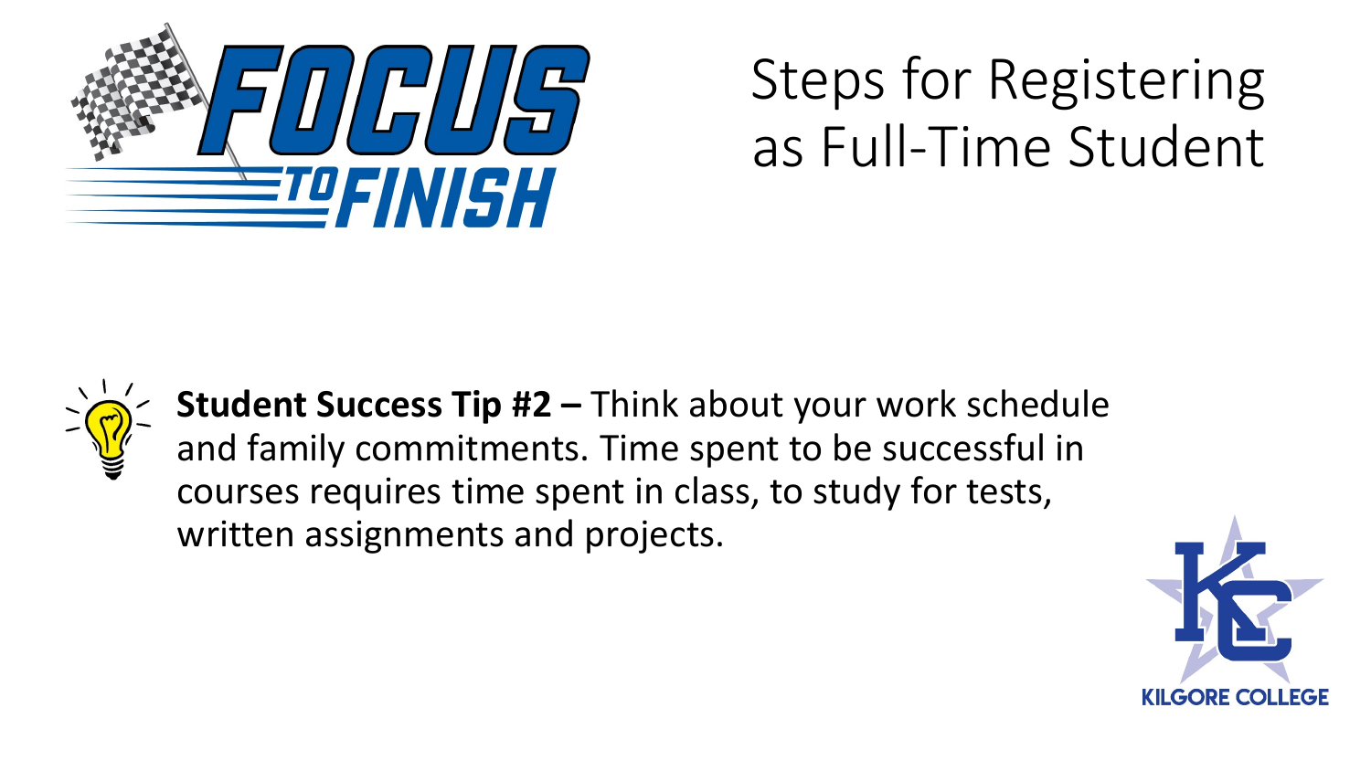# Steps for Registering as Full-Time Student

**Student Success Tip #2 –** Think about your work schedule and family commitments. Time spent to be successful in courses requires time spent in class, to study for tests, written assignments and projects.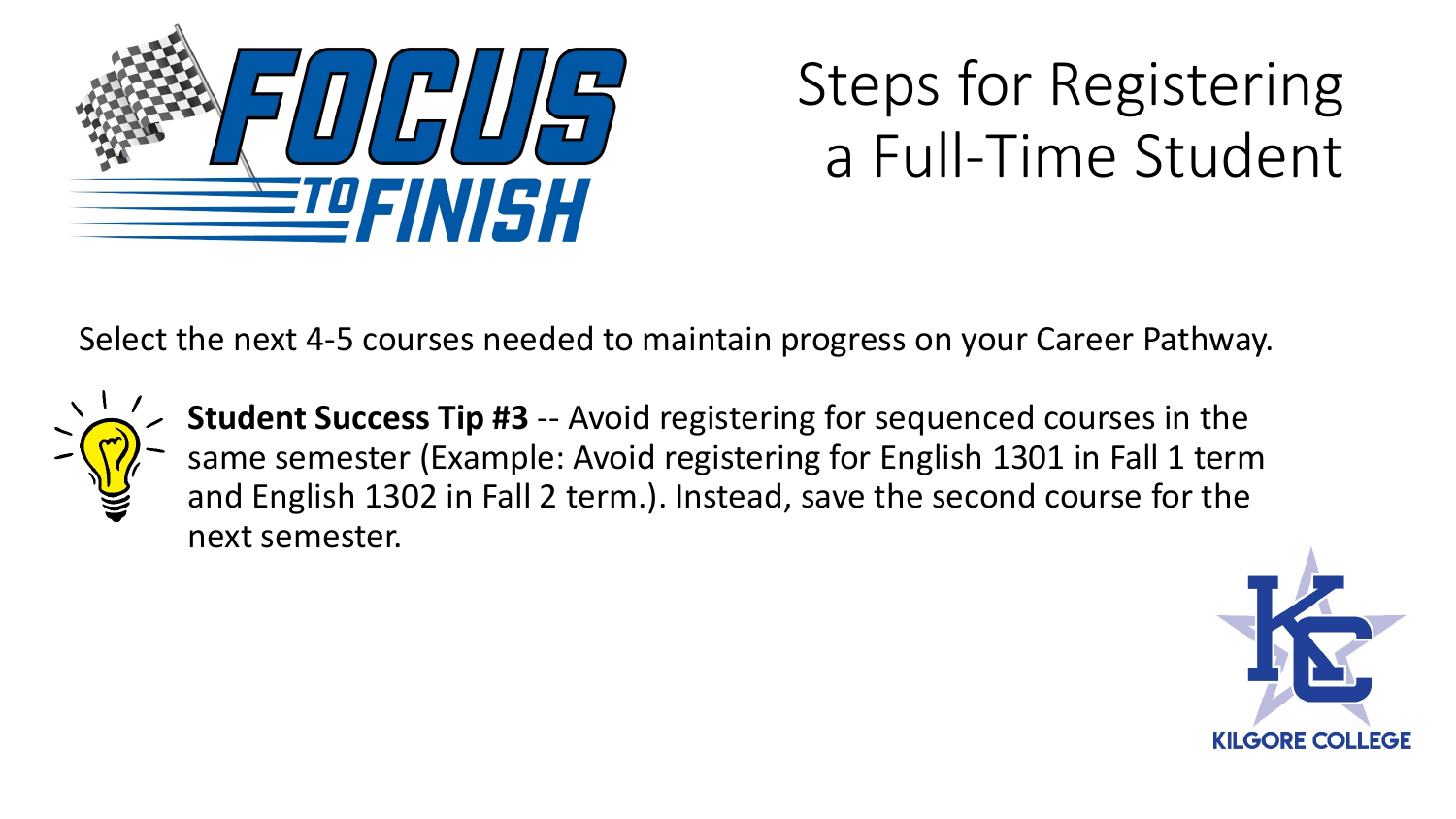# Steps for Registering a Full-Time Student

Select the next 4-5 courses needed to maintain progress on your Career Pathway.

**Student Success Tip #3** -- Avoid registering for sequenced courses in the same semester (Example: Avoid registering for English 1301 in Fall 1 term and English 1302 in Fall 2 term.). Instead, save the second course for the next semester.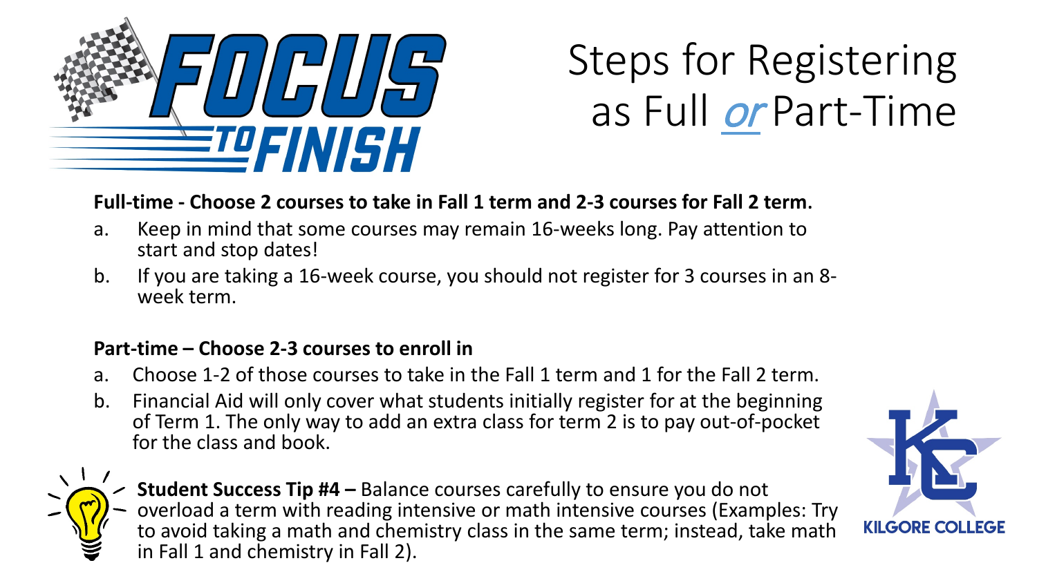# Steps for Registering as Full *or* Part-Time

**Full-time - Choose 2 courses to take in Fall 1 term and 2-3 courses for Fall 2 term**.

a. Keep in mind that some courses may remain 16-weeks long. Pay attention to start and stop dates!
b. If you are taking a 16-week course, you should not register for 3 courses in an 8-week term.

**Part-time – Choose 2-3 courses to enroll in**

a. Choose 1-2 of those courses to take in the Fall 1 term and 1 for the Fall 2 term.
b. Financial Aid will only cover what students initially register for at the beginning of Term 1. The only way to add an extra class for term 2 is to pay out-of-pocket for the class and book.

**Student Success Tip #4 –** Balance courses carefully to ensure you do not overload a term with reading intensive or math intensive courses (Examples: Try to avoid taking a math and chemistry class in the same term; instead, take math in Fall 1 and chemistry in Fall 2).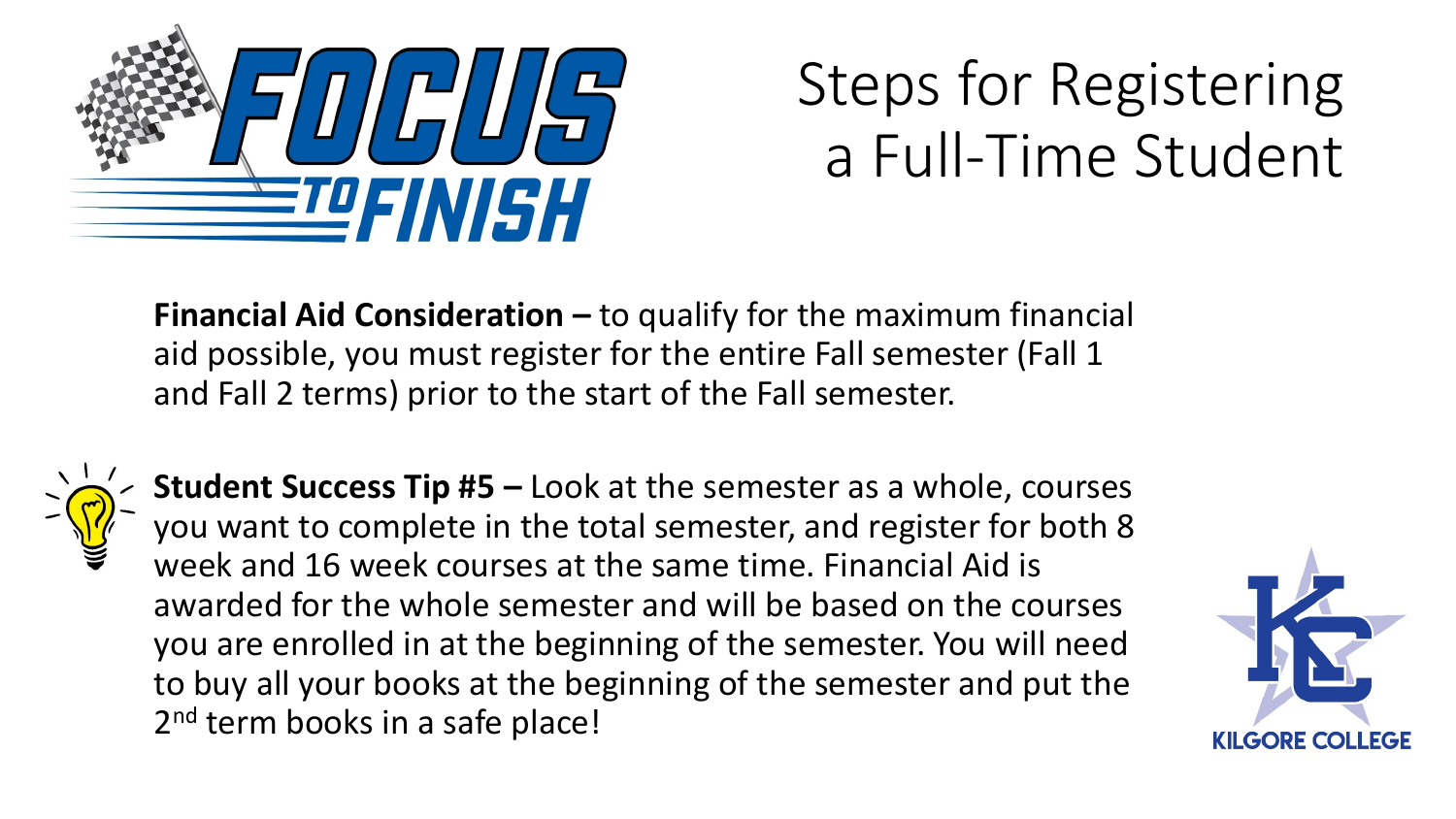# Steps for Registering a Full-Time Student

**Financial Aid Consideration –** to qualify for the maximum financial aid possible, you must register for the entire Fall semester (Fall 1 and Fall 2 terms) prior to the start of the Fall semester.

**Student Success Tip #5 –** Look at the semester as a whole, courses you want to complete in the total semester, and register for both 8 week and 16 week courses at the same time. Financial Aid is awarded for the whole semester and will be based on the courses you are enrolled in at the beginning of the semester. You will need to buy all your books at the beginning of the semester and put the 2nd term books in a safe place!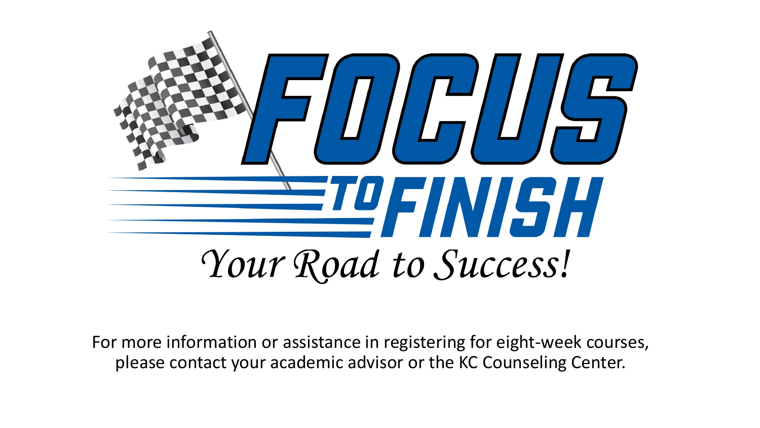# FOCUS TO FINISH

*Your Road to Success!*

For more information or assistance in registering for eight-week courses, please contact your academic advisor or the KC Counseling Center.